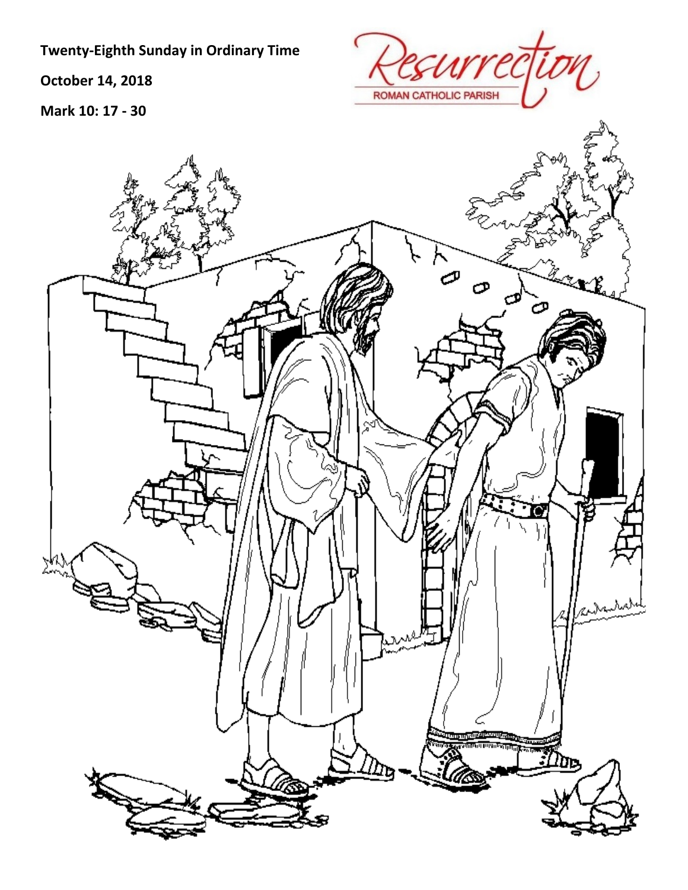**Twenty-Eighth Sunday in Ordinary Time**

**October 14, 2018**

**Mark 10: 17 - 30**

Resurrection

ROMAN CATHOLIC PARISH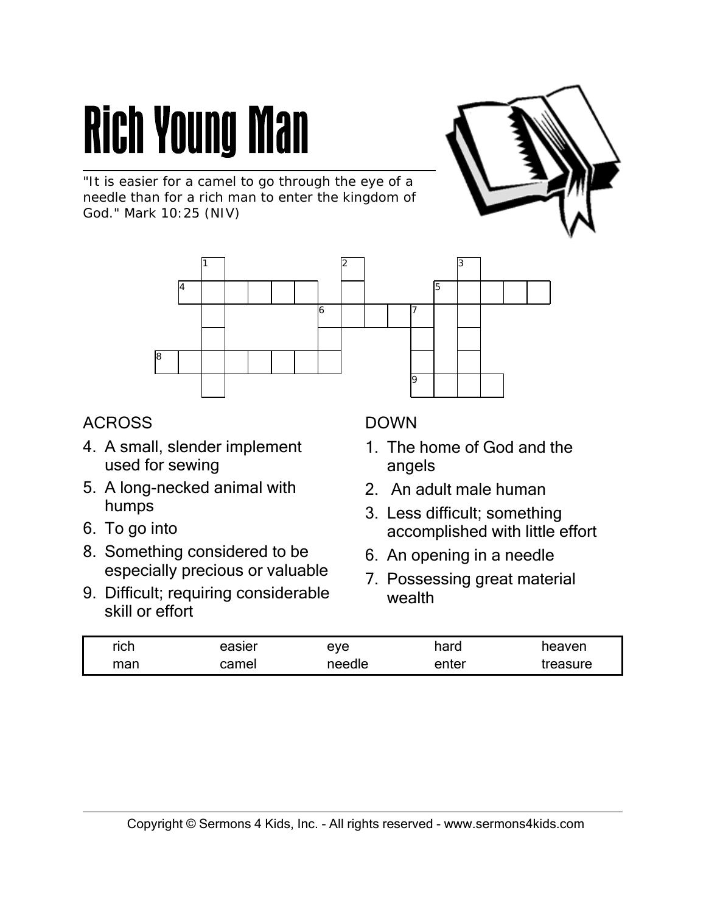# Rich Young Man

"It is easier for a camel to go through the eye of a needle than for a rich man to enter the kingdom of God." Mark 10:25 (NIV)

ACROSS

4. A small, slender implement used for sewing
5. A long-necked animal with humps
6. To go into
8. Something considered to be especially precious or valuable
9. Difficult; requiring considerable skill or effort

DOWN

1. The home of God and the angels
2. An adult male human
3. Less difficult; something accomplished with little effort
6. An opening in a needle
7. Possessing great material wealth

| rich | easier | eye | hard | heaven |
|---|---|---|---|---|
| man | camel | needle | enter | treasure |

Copyright © Sermons 4 Kids, Inc. - All rights reserved - www.sermons4kids.com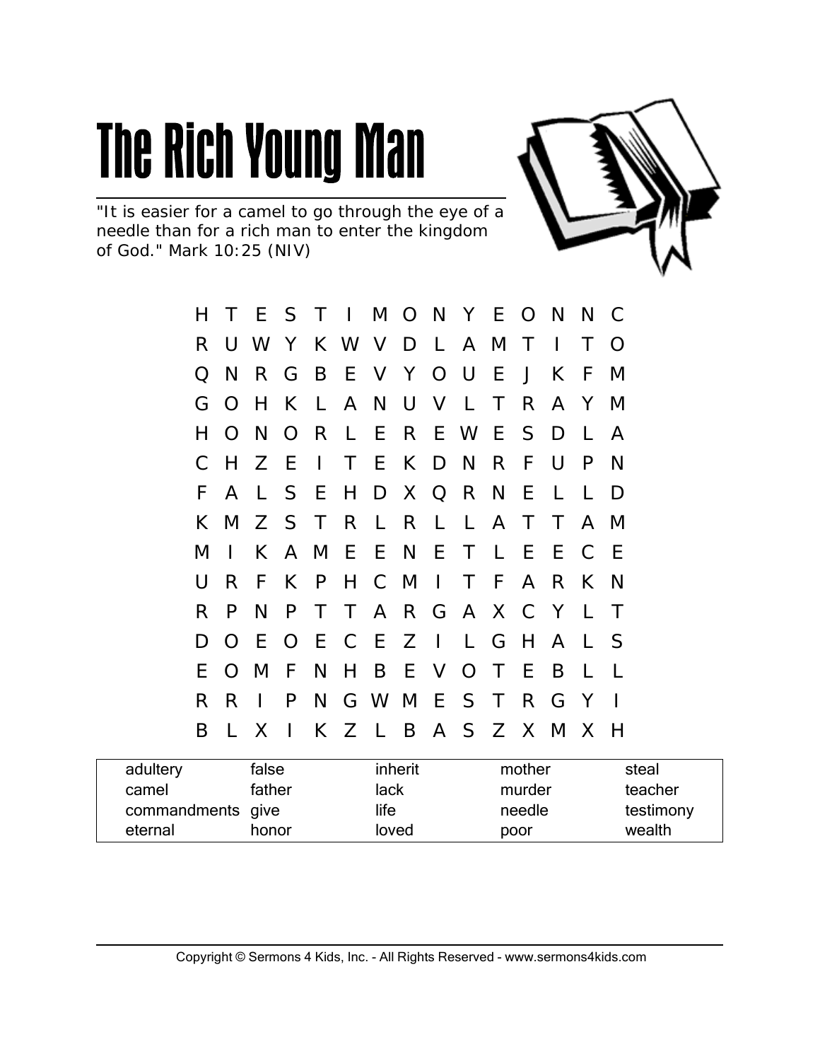# The Rich Young Man

"It is easier for a camel to go through the eye of a needle than for a rich man to enter the kingdom of God." Mark 10:25 (NIV)

```
H T E S T I M O N Y E O N N C
R U W Y K W V D L A M T I T O
Q N R G B E V Y O U E J K F M
G O H K L A N U V L T R A Y M
H O N O R L E R E W E S D L A
C H Z E I T E K D N R F U P N
F A L S E H D X Q R N E L L D
K M Z S T R L R L L A T T A M
M I K A M E E N E T L E E C E
U R F K P H C M I T F A R K N
R P N P T T A R G A X C Y L T
D O E O E C E Z I L G H A L S
E O M F N H B E V O T E B L L
R R I P N G W M E S T R G Y I
B L X I K Z L B A S Z X M X H
```

| | | | | |
|---|---|---|---|---|
| adultery | false | inherit | mother | steal |
| camel | father | lack | murder | teacher |
| commandments | give | life | needle | testimony |
| eternal | honor | loved | poor | wealth |

Copyright © Sermons 4 Kids, Inc. - All Rights Reserved - www.sermons4kids.com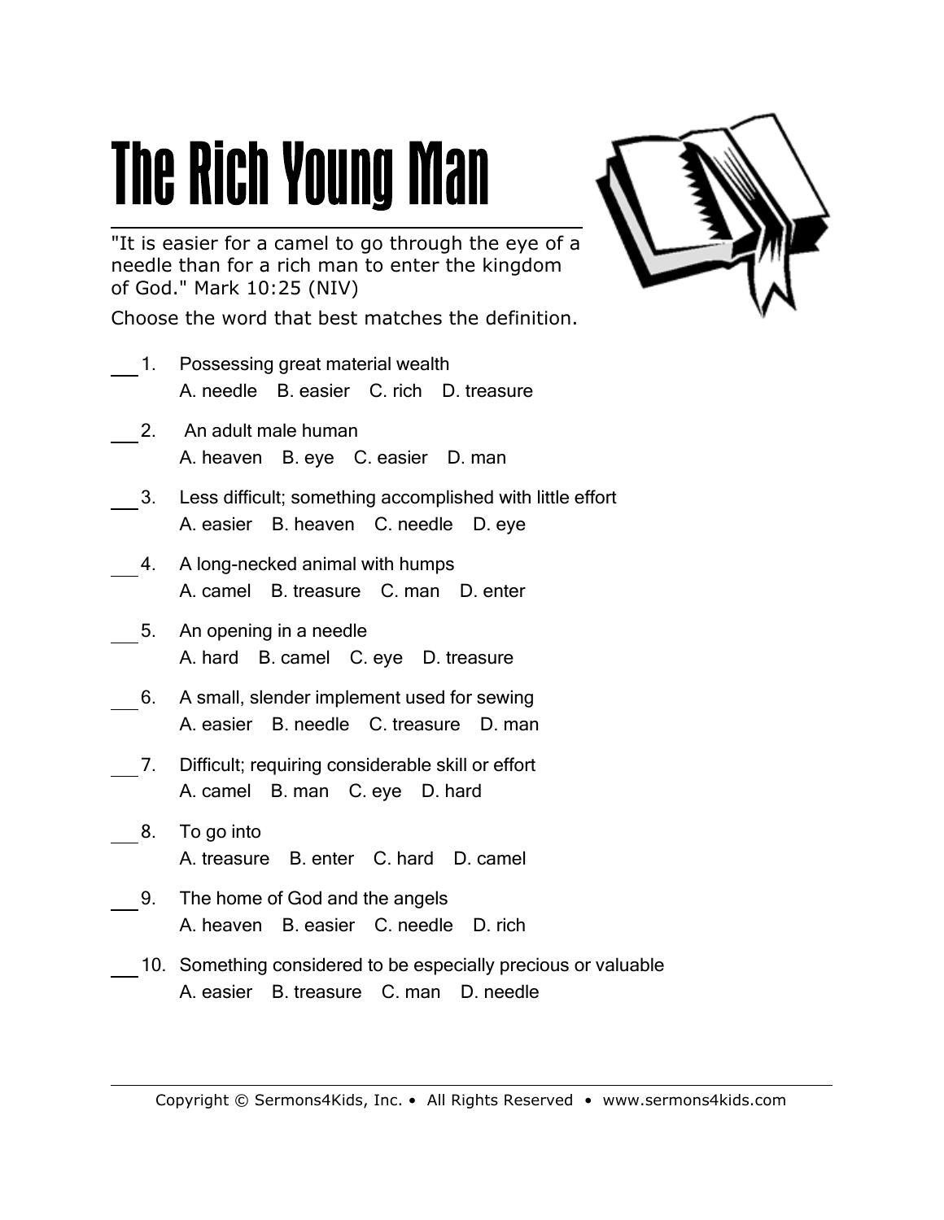# The Rich Young Man

"It is easier for a camel to go through the eye of a needle than for a rich man to enter the kingdom of God." Mark 10:25 (NIV)

Choose the word that best matches the definition.

___ 1. Possessing great material wealth
A. needle B. easier C. rich D. treasure

___ 2. An adult male human
A. heaven B. eye C. easier D. man

___ 3. Less difficult; something accomplished with little effort
A. easier B. heaven C. needle D. eye

___ 4. A long-necked animal with humps
A. camel B. treasure C. man D. enter

___ 5. An opening in a needle
A. hard B. camel C. eye D. treasure

___ 6. A small, slender implement used for sewing
A. easier B. needle C. treasure D. man

___ 7. Difficult; requiring considerable skill or effort
A. camel B. man C. eye D. hard

___ 8. To go into
A. treasure B. enter C. hard D. camel

___ 9. The home of God and the angels
A. heaven B. easier C. needle D. rich

___ 10. Something considered to be especially precious or valuable
A. easier B. treasure C. man D. needle

Copyright © Sermons4Kids, Inc. • All Rights Reserved • www.sermons4kids.com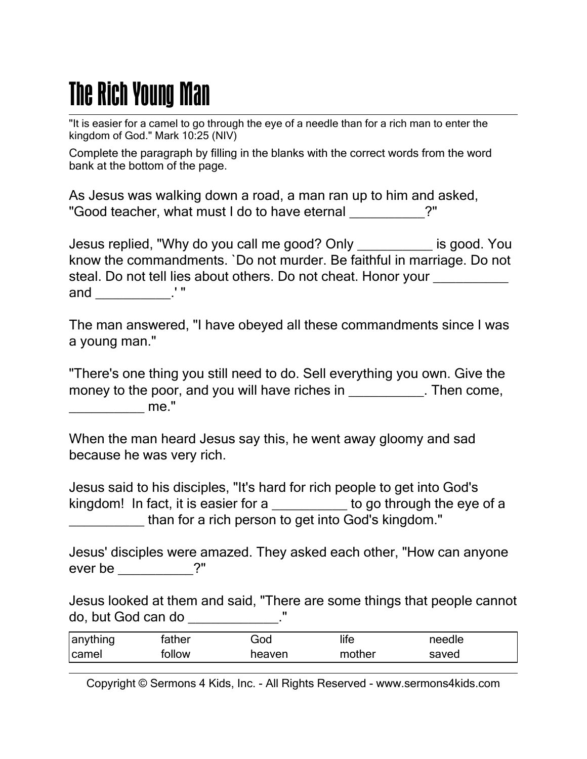# The Rich Young Man

"It is easier for a camel to go through the eye of a needle than for a rich man to enter the kingdom of God." Mark 10:25 (NIV)

Complete the paragraph by filling in the blanks with the correct words from the word bank at the bottom of the page.

As Jesus was walking down a road, a man ran up to him and asked, "Good teacher, what must I do to have eternal __________?"

Jesus replied, "Why do you call me good? Only __________ is good. You know the commandments. `Do not murder. Be faithful in marriage. Do not steal. Do not tell lies about others. Do not cheat. Honor your __________ and __________.' "

The man answered, "I have obeyed all these commandments since I was a young man."

"There's one thing you still need to do. Sell everything you own. Give the money to the poor, and you will have riches in __________. Then come, __________ me."

When the man heard Jesus say this, he went away gloomy and sad because he was very rich.

Jesus said to his disciples, "It's hard for rich people to get into God's kingdom! In fact, it is easier for a __________ to go through the eye of a __________ than for a rich person to get into God's kingdom."

Jesus' disciples were amazed. They asked each other, "How can anyone ever be __________?"

Jesus looked at them and said, "There are some things that people cannot do, but God can do ____________."

| anything | father | God | life | needle |
|---|---|---|---|---|
| camel | follow | heaven | mother | saved |

Copyright © Sermons 4 Kids, Inc. - All Rights Reserved - www.sermons4kids.com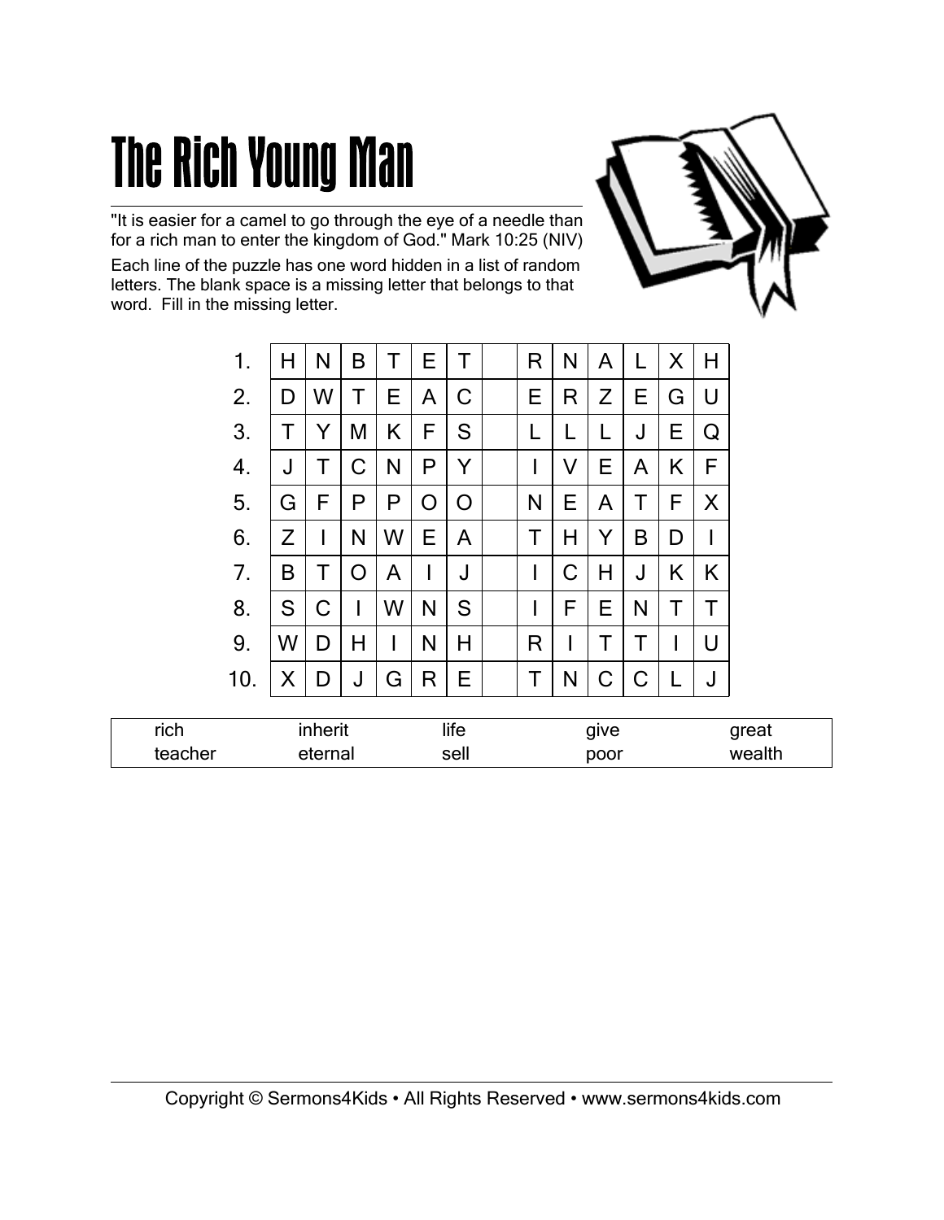# The Rich Young Man

"It is easier for a camel to go through the eye of a needle than for a rich man to enter the kingdom of God." Mark 10:25 (NIV)

Each line of the puzzle has one word hidden in a list of random letters. The blank space is a missing letter that belongs to that word. Fill in the missing letter.

| | | | | | | | | | | | | | |
|---|---|---|---|---|---|---|---|---|---|---|---|---|---|
| 1. | H | N | B | T | E | T | | R | N | A | L | X | H |
| 2. | D | W | T | E | A | C | | E | R | Z | E | G | U |
| 3. | T | Y | M | K | F | S | | L | L | L | J | E | Q |
| 4. | J | T | C | N | P | Y | | I | V | E | A | K | F |
| 5. | G | F | P | P | O | O | | N | E | A | T | F | X |
| 6. | Z | I | N | W | E | A | | T | H | Y | B | D | I |
| 7. | B | T | O | A | I | J | | I | C | H | J | K | K |
| 8. | S | C | I | W | N | S | | I | F | E | N | T | T |
| 9. | W | D | H | I | N | H | | R | I | T | T | I | U |
| 10. | X | D | J | G | R | E | | T | N | C | C | L | J |

| | | | | |
|---|---|---|---|---|
| rich | inherit | life | give | great |
| teacher | eternal | sell | poor | wealth |

Copyright © Sermons4Kids • All Rights Reserved • www.sermons4kids.com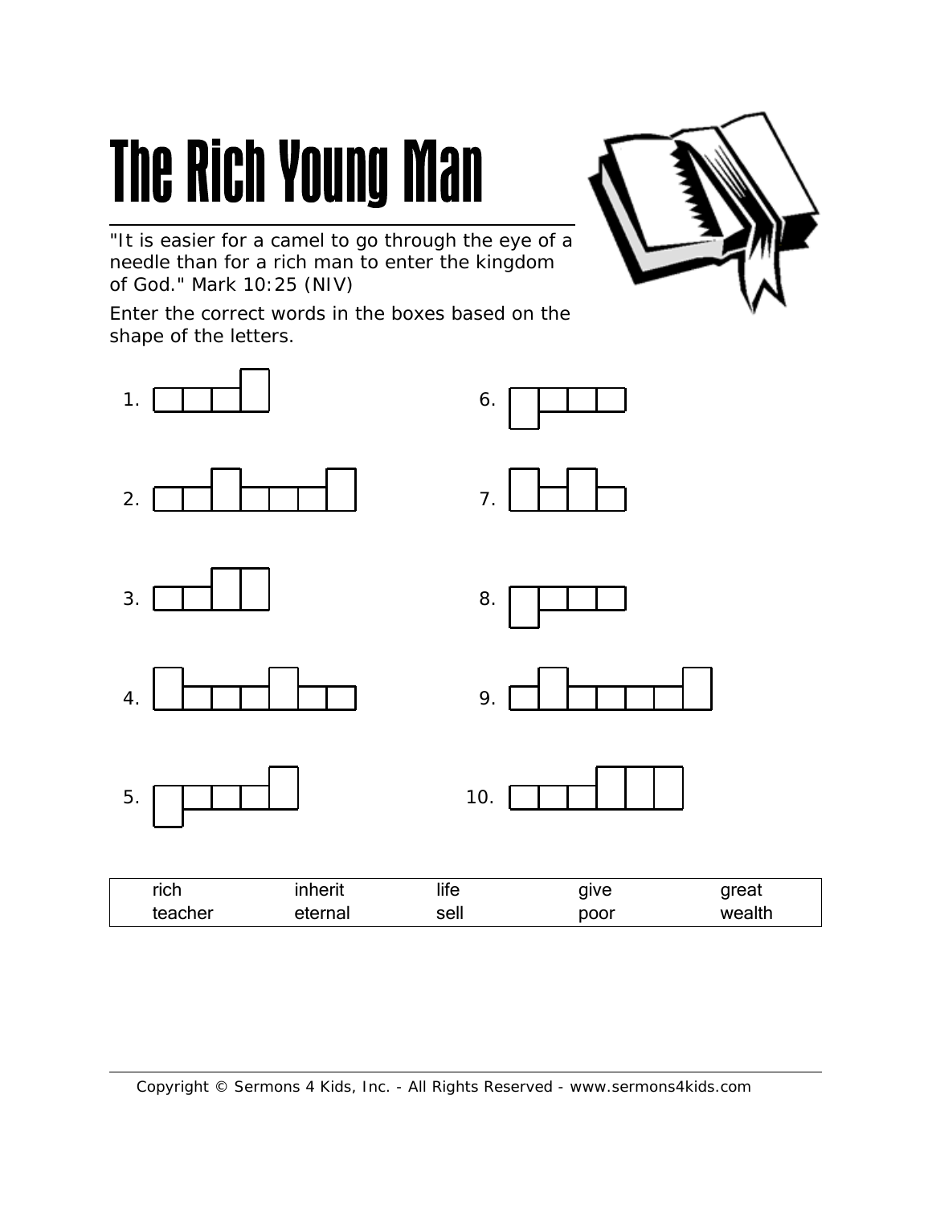# The Rich Young Man

"It is easier for a camel to go through the eye of a needle than for a rich man to enter the kingdom of God." Mark 10:25 (NIV)

Enter the correct words in the boxes based on the shape of the letters.

1. 
2. 
3. 
4. 
5. 
6. 
7. 
8. 
9. 
10. 

| rich | inherit | life | give | great |
|---|---|---|---|---|
| teacher | eternal | sell | poor | wealth |

Copyright © Sermons 4 Kids, Inc. - All Rights Reserved - www.sermons4kids.com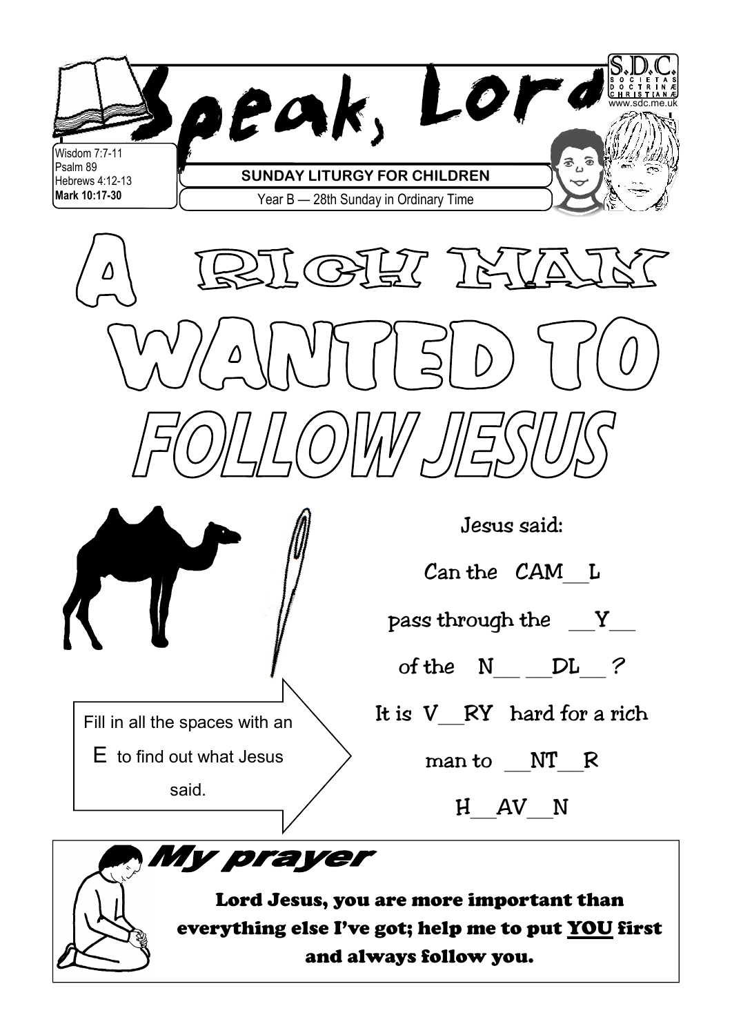# Speak, Lord

S.D.C. SOCIETAS DOCTRINÆ CHRISTIANÆ
www.sdc.me.uk

Wisdom 7:7-11
Psalm 89
Hebrews 4:12-13
**Mark 10:17-30**

**SUNDAY LITURGY FOR CHILDREN**

Year B — 28th Sunday in Ordinary Time

# A RICH MAN WANTED TO FOLLOW JESUS

Jesus said:

Can the CAM__L

pass through the __Y__

of the N__ __DL__ ?

It is V__RY hard for a rich

man to __NT__R

H__AV__N

Fill in all the spaces with an E to find out what Jesus said.

## My prayer

**Lord Jesus, you are more important than everything else I've got; help me to put YOU first and always follow you.**